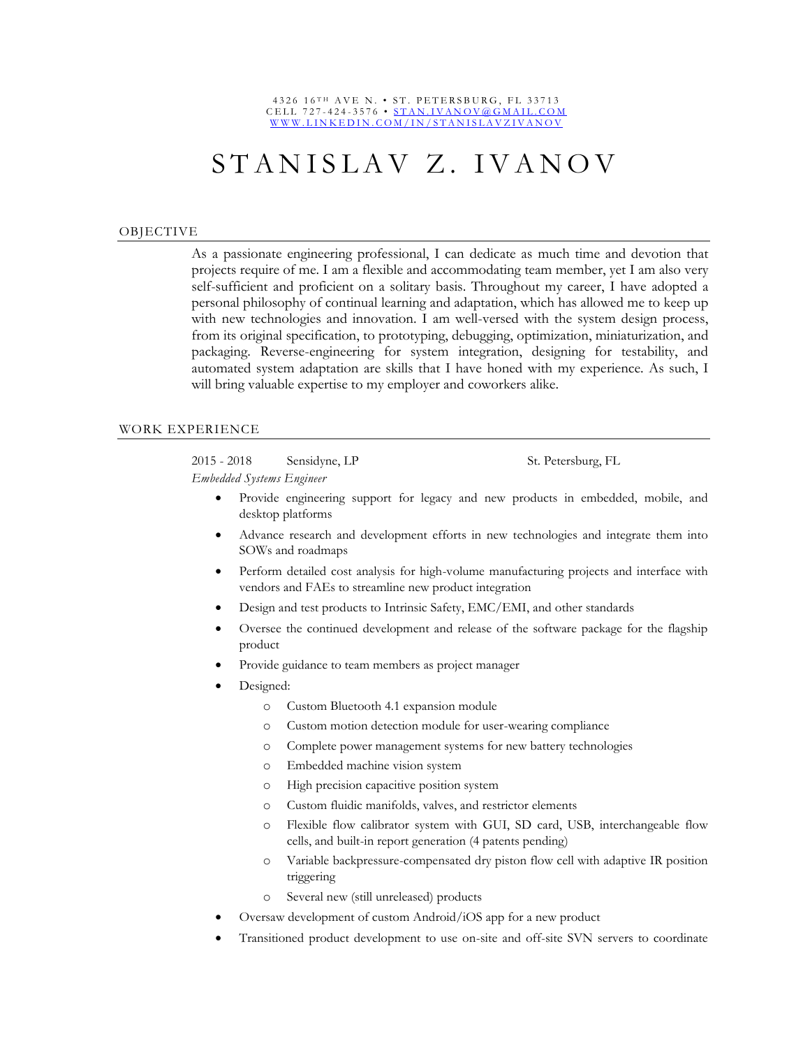4326 16TH AVE N. • ST. PETERSBURG, FL 33713
CELL 727-424-3576 • STAN.IVANOV@GMAIL.COM
WWW.LINKEDIN.COM/IN/STANISLAVZIVANOV

# STANISLAV Z. IVANOV

## OBJECTIVE

As a passionate engineering professional, I can dedicate as much time and devotion that projects require of me. I am a flexible and accommodating team member, yet I am also very self-sufficient and proficient on a solitary basis. Throughout my career, I have adopted a personal philosophy of continual learning and adaptation, which has allowed me to keep up with new technologies and innovation. I am well-versed with the system design process, from its original specification, to prototyping, debugging, optimization, miniaturization, and packaging. Reverse-engineering for system integration, designing for testability, and automated system adaptation are skills that I have honed with my experience. As such, I will bring valuable expertise to my employer and coworkers alike.

## WORK EXPERIENCE

2015 - 2018 Sensidyne, LP St. Petersburg, FL

*Embedded Systems Engineer*

- Provide engineering support for legacy and new products in embedded, mobile, and desktop platforms
- Advance research and development efforts in new technologies and integrate them into SOWs and roadmaps
- Perform detailed cost analysis for high-volume manufacturing projects and interface with vendors and FAEs to streamline new product integration
- Design and test products to Intrinsic Safety, EMC/EMI, and other standards
- Oversee the continued development and release of the software package for the flagship product
- Provide guidance to team members as project manager
- Designed:
  - Custom Bluetooth 4.1 expansion module
  - Custom motion detection module for user-wearing compliance
  - Complete power management systems for new battery technologies
  - Embedded machine vision system
  - High precision capacitive position system
  - Custom fluidic manifolds, valves, and restrictor elements
  - Flexible flow calibrator system with GUI, SD card, USB, interchangeable flow cells, and built-in report generation (4 patents pending)
  - Variable backpressure-compensated dry piston flow cell with adaptive IR position triggering
  - Several new (still unreleased) products
- Oversaw development of custom Android/iOS app for a new product
- Transitioned product development to use on-site and off-site SVN servers to coordinate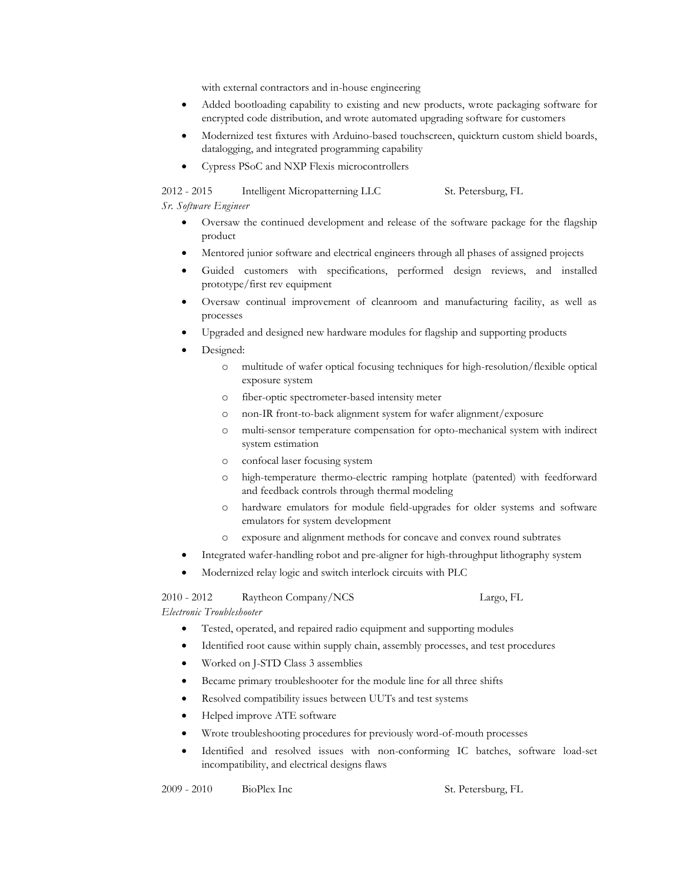with external contractors and in-house engineering

- Added bootloading capability to existing and new products, wrote packaging software for encrypted code distribution, and wrote automated upgrading software for customers
- Modernized test fixtures with Arduino-based touchscreen, quickturn custom shield boards, datalogging, and integrated programming capability
- Cypress PSoC and NXP Flexis microcontrollers

2012 - 2015 Intelligent Micropatterning LLC St. Petersburg, FL

*Sr. Software Engineer*

- Oversaw the continued development and release of the software package for the flagship product
- Mentored junior software and electrical engineers through all phases of assigned projects
- Guided customers with specifications, performed design reviews, and installed prototype/first rev equipment
- Oversaw continual improvement of cleanroom and manufacturing facility, as well as processes
- Upgraded and designed new hardware modules for flagship and supporting products
- Designed:
    - multitude of wafer optical focusing techniques for high-resolution/flexible optical exposure system
    - fiber-optic spectrometer-based intensity meter
    - non-IR front-to-back alignment system for wafer alignment/exposure
    - multi-sensor temperature compensation for opto-mechanical system with indirect system estimation
    - confocal laser focusing system
    - high-temperature thermo-electric ramping hotplate (patented) with feedforward and feedback controls through thermal modeling
    - hardware emulators for module field-upgrades for older systems and software emulators for system development
    - exposure and alignment methods for concave and convex round subtrates
- Integrated wafer-handling robot and pre-aligner for high-throughput lithography system
- Modernized relay logic and switch interlock circuits with PLC

2010 - 2012 Raytheon Company/NCS Largo, FL

*Electronic Troubleshooter*

- Tested, operated, and repaired radio equipment and supporting modules
- Identified root cause within supply chain, assembly processes, and test procedures
- Worked on J-STD Class 3 assemblies
- Became primary troubleshooter for the module line for all three shifts
- Resolved compatibility issues between UUTs and test systems
- Helped improve ATE software
- Wrote troubleshooting procedures for previously word-of-mouth processes
- Identified and resolved issues with non-conforming IC batches, software load-set incompatibility, and electrical designs flaws

2009 - 2010 BioPlex Inc St. Petersburg, FL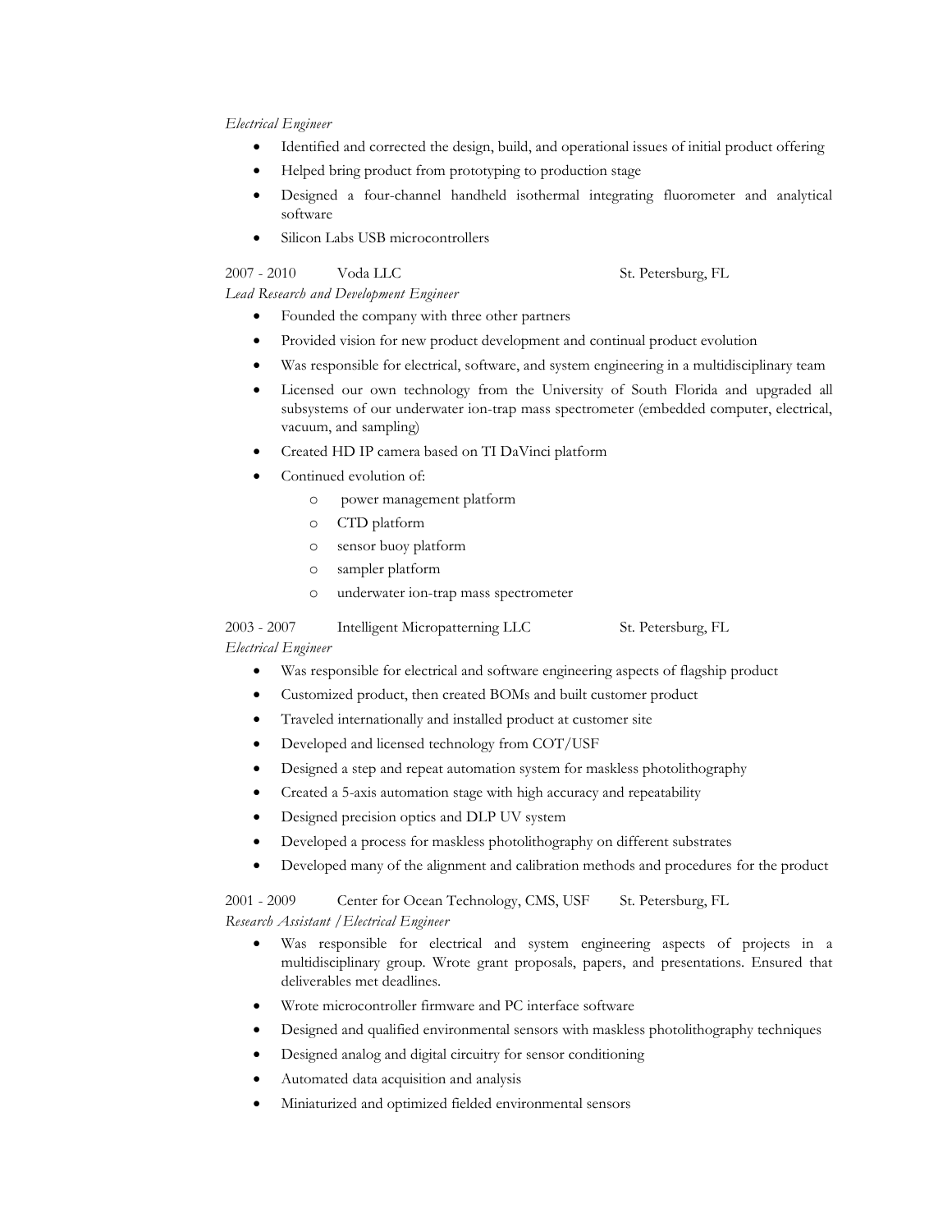*Electrical Engineer*

- Identified and corrected the design, build, and operational issues of initial product offering
- Helped bring product from prototyping to production stage
- Designed a four-channel handheld isothermal integrating fluorometer and analytical software
- Silicon Labs USB microcontrollers

2007 - 2010 Voda LLC St. Petersburg, FL

*Lead Research and Development Engineer*

- Founded the company with three other partners
- Provided vision for new product development and continual product evolution
- Was responsible for electrical, software, and system engineering in a multidisciplinary team
- Licensed our own technology from the University of South Florida and upgraded all subsystems of our underwater ion-trap mass spectrometer (embedded computer, electrical, vacuum, and sampling)
- Created HD IP camera based on TI DaVinci platform
- Continued evolution of:
  - power management platform
  - CTD platform
  - sensor buoy platform
  - sampler platform
  - underwater ion-trap mass spectrometer

2003 - 2007 Intelligent Micropatterning LLC St. Petersburg, FL

*Electrical Engineer*

- Was responsible for electrical and software engineering aspects of flagship product
- Customized product, then created BOMs and built customer product
- Traveled internationally and installed product at customer site
- Developed and licensed technology from COT/USF
- Designed a step and repeat automation system for maskless photolithography
- Created a 5-axis automation stage with high accuracy and repeatability
- Designed precision optics and DLP UV system
- Developed a process for maskless photolithography on different substrates
- Developed many of the alignment and calibration methods and procedures for the product

2001 - 2009 Center for Ocean Technology, CMS, USF St. Petersburg, FL

*Research Assistant / Electrical Engineer*

- Was responsible for electrical and system engineering aspects of projects in a multidisciplinary group. Wrote grant proposals, papers, and presentations. Ensured that deliverables met deadlines.
- Wrote microcontroller firmware and PC interface software
- Designed and qualified environmental sensors with maskless photolithography techniques
- Designed analog and digital circuitry for sensor conditioning
- Automated data acquisition and analysis
- Miniaturized and optimized fielded environmental sensors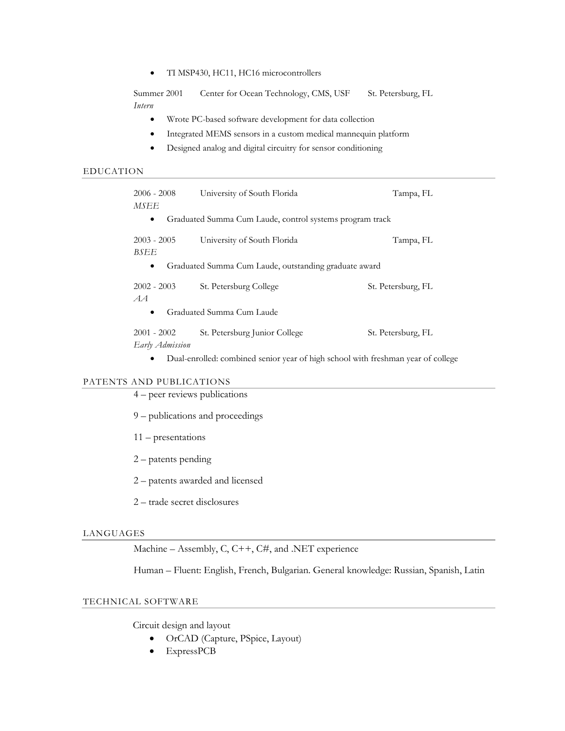- TI MSP430, HC11, HC16 microcontrollers

Summer 2001 Center for Ocean Technology, CMS, USF St. Petersburg, FL
*Intern*

- Wrote PC-based software development for data collection
- Integrated MEMS sensors in a custom medical mannequin platform
- Designed analog and digital circuitry for sensor conditioning

## EDUCATION

2006 - 2008 University of South Florida Tampa, FL
*MSEE*

- Graduated Summa Cum Laude, control systems program track

2003 - 2005 University of South Florida Tampa, FL
*BSEE*

- Graduated Summa Cum Laude, outstanding graduate award

2002 - 2003 St. Petersburg College St. Petersburg, FL
*AA*

- Graduated Summa Cum Laude

2001 - 2002 St. Petersburg Junior College St. Petersburg, FL
*Early Admission*

- Dual-enrolled: combined senior year of high school with freshman year of college

## PATENTS AND PUBLICATIONS

4 – peer reviews publications

9 – publications and proceedings

11 – presentations

2 – patents pending

2 – patents awarded and licensed

2 – trade secret disclosures

## LANGUAGES

Machine – Assembly, C, C++, C#, and .NET experience

Human – Fluent: English, French, Bulgarian. General knowledge: Russian, Spanish, Latin

## TECHNICAL SOFTWARE

Circuit design and layout

- OrCAD (Capture, PSpice, Layout)
- ExpressPCB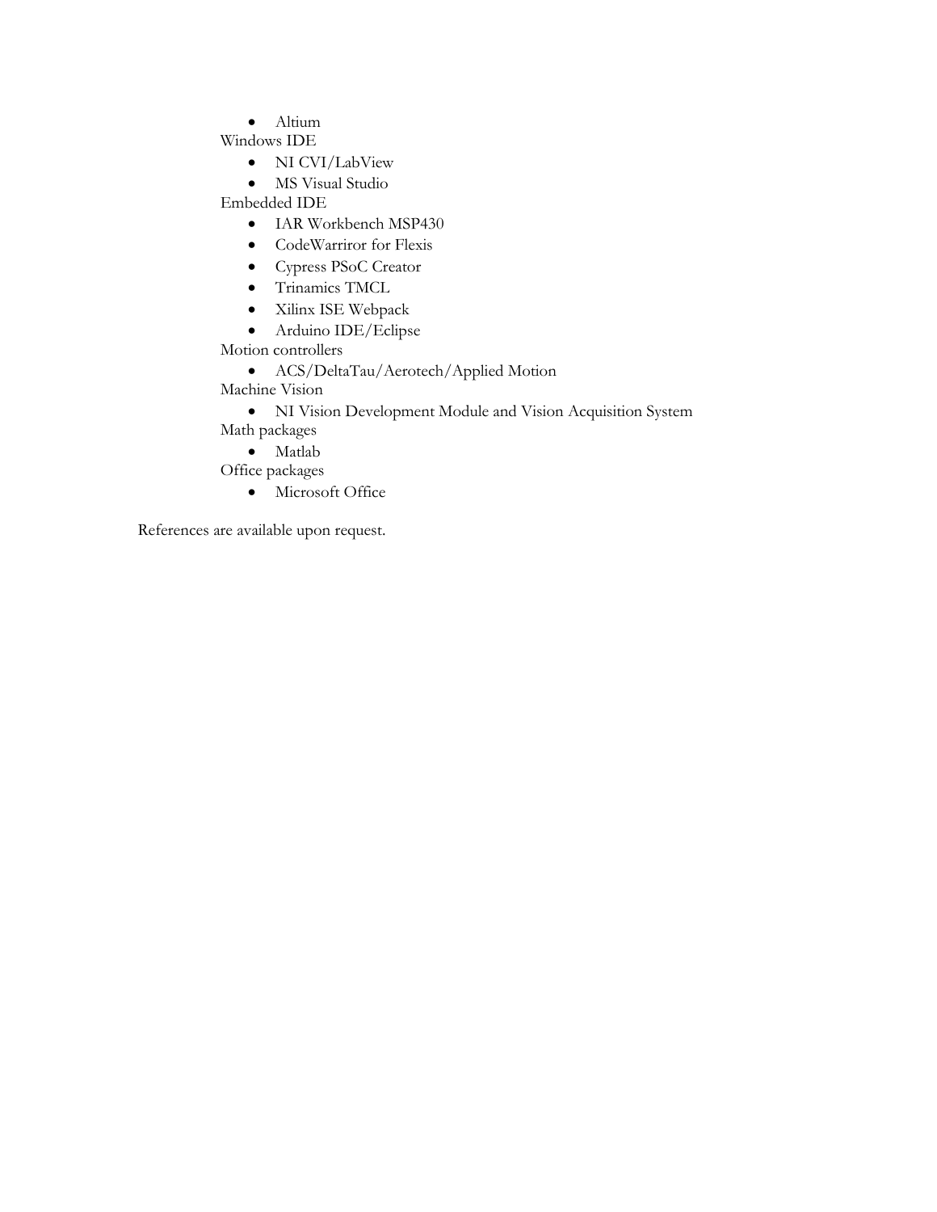- Altium

Windows IDE

- NI CVI/LabView
- MS Visual Studio

Embedded IDE

- IAR Workbench MSP430
- CodeWarriror for Flexis
- Cypress PSoC Creator
- Trinamics TMCL
- Xilinx ISE Webpack
- Arduino IDE/Eclipse

Motion controllers

- ACS/DeltaTau/Aerotech/Applied Motion

Machine Vision

- NI Vision Development Module and Vision Acquisition System

Math packages

- Matlab

Office packages

- Microsoft Office

References are available upon request.